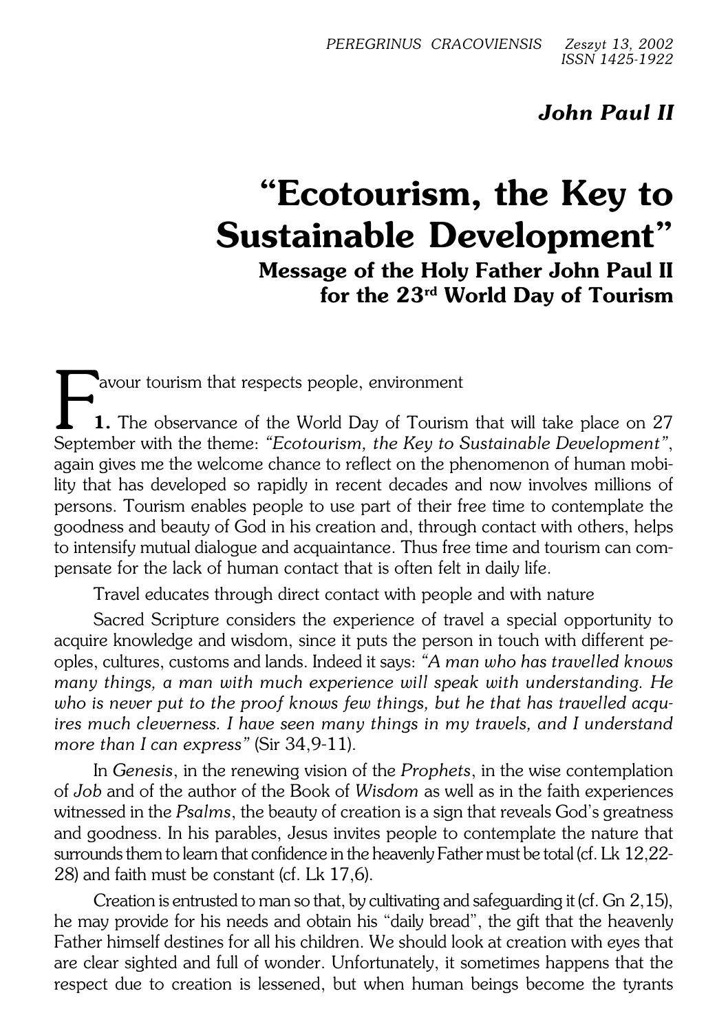**John Paul II**

# "Ecotourism, the Key to Sustainable Development"

## Message of the Holy Father John Paul II for the 23rd World Day of Tourism

Favour tourism that respects people, environment

**1.** The observance of the World Day of Tourism that will take place on 27 September with the theme: *"Ecotourism, the Key to Sustainable Development"*, again gives me the welcome chance to reflect on the phenomenon of human mobility that has developed so rapidly in recent decades and now involves millions of persons. Tourism enables people to use part of their free time to contemplate the goodness and beauty of God in his creation and, through contact with others, helps to intensify mutual dialogue and acquaintance. Thus free time and tourism can compensate for the lack of human contact that is often felt in daily life.

Travel educates through direct contact with people and with nature

Sacred Scripture considers the experience of travel a special opportunity to acquire knowledge and wisdom, since it puts the person in touch with different peoples, cultures, customs and lands. Indeed it says: *"A man who has travelled knows many things, a man with much experience will speak with understanding. He who is never put to the proof knows few things, but he that has travelled acquires much cleverness. I have seen many things in my travels, and I understand more than I can express"* (Sir 34,9-11).

In *Genesis*, in the renewing vision of the *Prophets*, in the wise contemplation of *Job* and of the author of the Book of *Wisdom* as well as in the faith experiences witnessed in the *Psalms*, the beauty of creation is a sign that reveals God's greatness and goodness. In his parables, Jesus invites people to contemplate the nature that surrounds them to learn that confidence in the heavenly Father must be total (cf. Lk 12,22-28) and faith must be constant (cf. Lk 17,6).

Creation is entrusted to man so that, by cultivating and safeguarding it (cf. Gn 2,15), he may provide for his needs and obtain his "daily bread", the gift that the heavenly Father himself destines for all his children. We should look at creation with eyes that are clear sighted and full of wonder. Unfortunately, it sometimes happens that the respect due to creation is lessened, but when human beings become the tyrants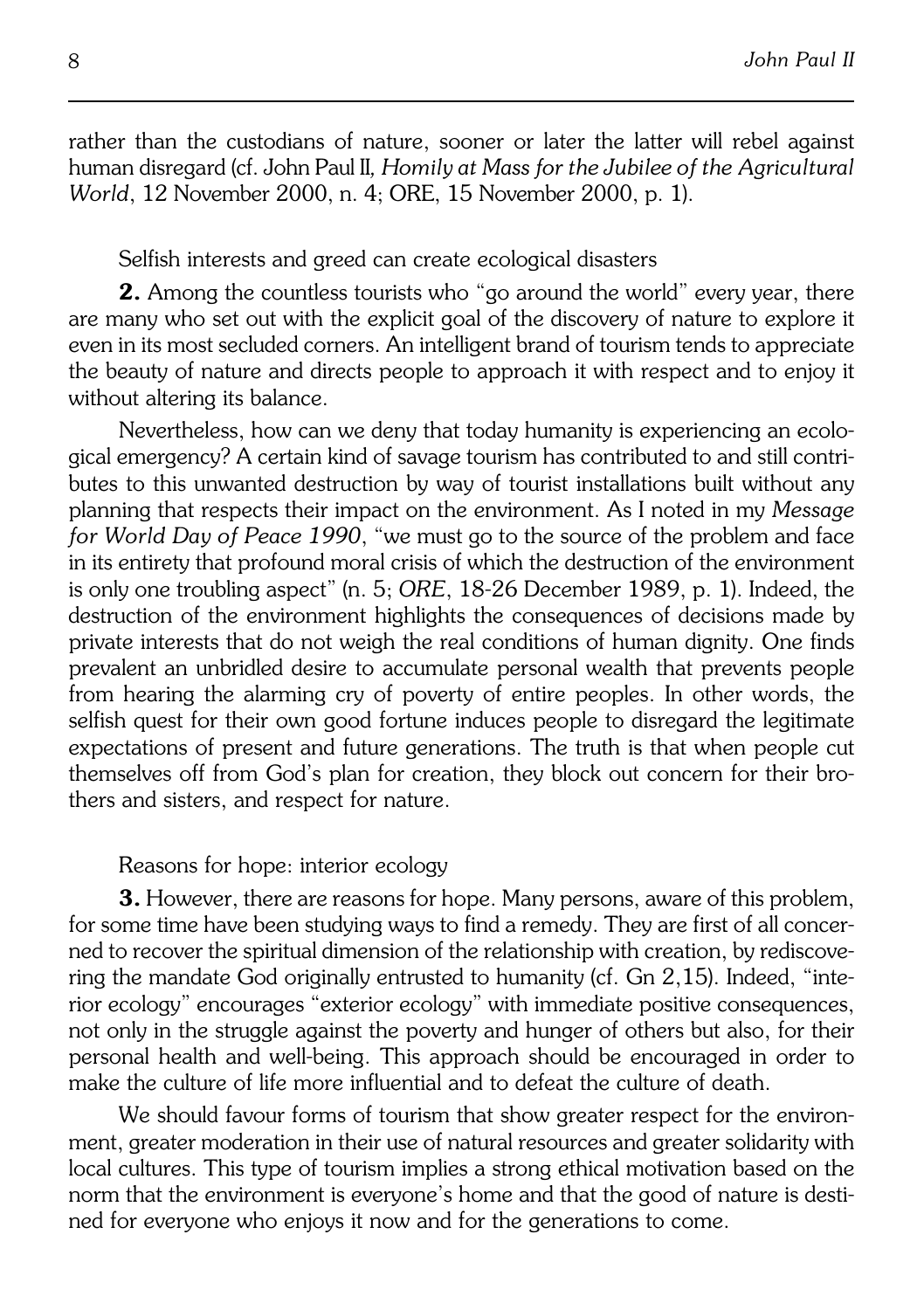rather than the custodians of nature, sooner or later the latter will rebel against human disregard (cf. John Paul II, *Homily at Mass for the Jubilee of the Agricultural World*, 12 November 2000, n. 4; ORE, 15 November 2000, p. 1).

### Selfish interests and greed can create ecological disasters

**2.** Among the countless tourists who "go around the world" every year, there are many who set out with the explicit goal of the discovery of nature to explore it even in its most secluded corners. An intelligent brand of tourism tends to appreciate the beauty of nature and directs people to approach it with respect and to enjoy it without altering its balance.

Nevertheless, how can we deny that today humanity is experiencing an ecological emergency? A certain kind of savage tourism has contributed to and still contributes to this unwanted destruction by way of tourist installations built without any planning that respects their impact on the environment. As I noted in my *Message for World Day of Peace 1990*, "we must go to the source of the problem and face in its entirety that profound moral crisis of which the destruction of the environment is only one troubling aspect" (n. 5; *ORE*, 18-26 December 1989, p. 1). Indeed, the destruction of the environment highlights the consequences of decisions made by private interests that do not weigh the real conditions of human dignity. One finds prevalent an unbridled desire to accumulate personal wealth that prevents people from hearing the alarming cry of poverty of entire peoples. In other words, the selfish quest for their own good fortune induces people to disregard the legitimate expectations of present and future generations. The truth is that when people cut themselves off from God's plan for creation, they block out concern for their brothers and sisters, and respect for nature.

### Reasons for hope: interior ecology

**3.** However, there are reasons for hope. Many persons, aware of this problem, for some time have been studying ways to find a remedy. They are first of all concerned to recover the spiritual dimension of the relationship with creation, by rediscovering the mandate God originally entrusted to humanity (cf. Gn 2,15). Indeed, "interior ecology" encourages "exterior ecology" with immediate positive consequences, not only in the struggle against the poverty and hunger of others but also, for their personal health and well-being. This approach should be encouraged in order to make the culture of life more influential and to defeat the culture of death.

We should favour forms of tourism that show greater respect for the environment, greater moderation in their use of natural resources and greater solidarity with local cultures. This type of tourism implies a strong ethical motivation based on the norm that the environment is everyone's home and that the good of nature is destined for everyone who enjoys it now and for the generations to come.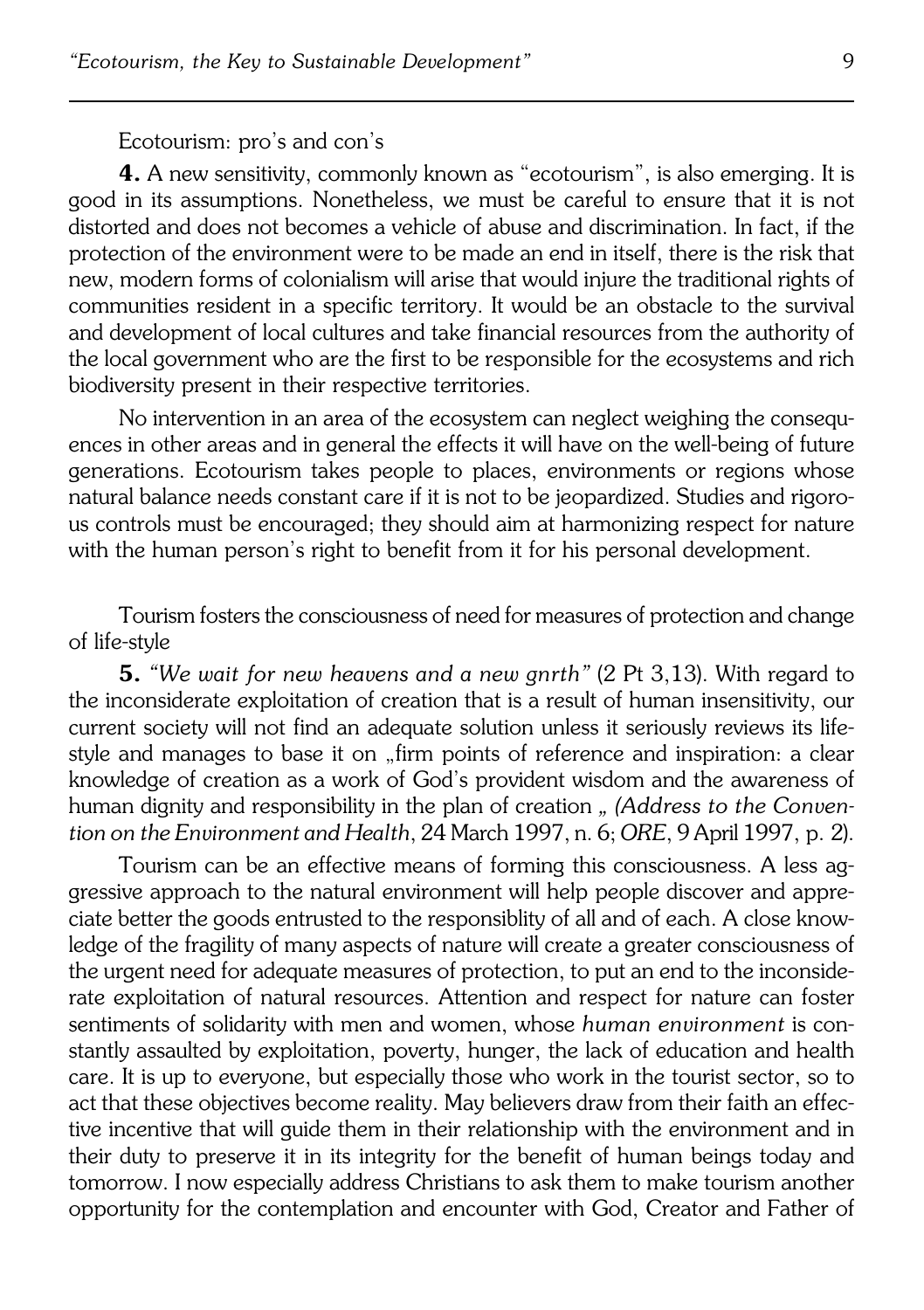Ecotourism: pro's and con's

**4.** A new sensitivity, commonly known as "ecotourism", is also emerging. It is good in its assumptions. Nonetheless, we must be careful to ensure that it is not distorted and does not becomes a vehicle of abuse and discrimination. In fact, if the protection of the environment were to be made an end in itself, there is the risk that new, modern forms of colonialism will arise that would injure the traditional rights of communities resident in a specific territory. It would be an obstacle to the survival and development of local cultures and take financial resources from the authority of the local government who are the first to be responsible for the ecosystems and rich biodiversity present in their respective territories.

No intervention in an area of the ecosystem can neglect weighing the consequences in other areas and in general the effects it will have on the well-being of future generations. Ecotourism takes people to places, environments or regions whose natural balance needs constant care if it is not to be jeopardized. Studies and rigorous controls must be encouraged; they should aim at harmonizing respect for nature with the human person's right to benefit from it for his personal development.

Tourism fosters the consciousness of need for measures of protection and change of life-style

**5.** *"We wait for new heavens and a new gnrth"* (2 Pt 3,13). With regard to the inconsiderate exploitation of creation that is a result of human insensitivity, our current society will not find an adequate solution unless it seriously reviews its life-style and manages to base it on „firm points of reference and inspiration: a clear knowledge of creation as a work of God's provident wisdom and the awareness of human dignity and responsibility in the plan of creation „ *(Address to the Convention on the Environment and Health*, 24 March 1997, n. 6; *ORE*, 9 April 1997, p. 2).

Tourism can be an effective means of forming this consciousness. A less aggressive approach to the natural environment will help people discover and appreciate better the goods entrusted to the responsiblity of all and of each. A close knowledge of the fragility of many aspects of nature will create a greater consciousness of the urgent need for adequate measures of protection, to put an end to the inconsiderate exploitation of natural resources. Attention and respect for nature can foster sentiments of solidarity with men and women, whose *human environment* is constantly assaulted by exploitation, poverty, hunger, the lack of education and health care. It is up to everyone, but especially those who work in the tourist sector, so to act that these objectives become reality. May believers draw from their faith an effective incentive that will guide them in their relationship with the environment and in their duty to preserve it in its integrity for the benefit of human beings today and tomorrow. I now especially address Christians to ask them to make tourism another opportunity for the contemplation and encounter with God, Creator and Father of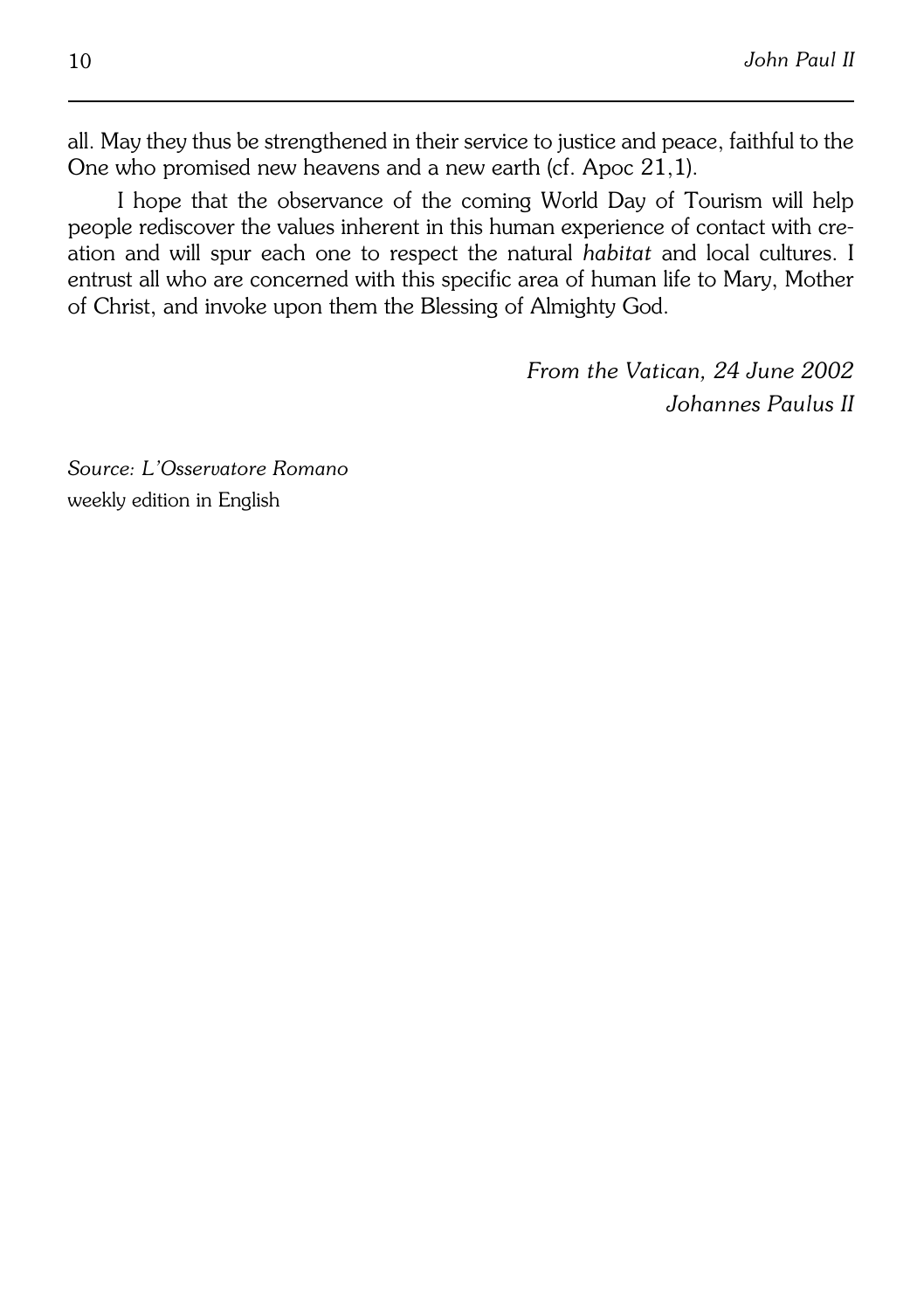all. May they thus be strengthened in their service to justice and peace, faithful to the One who promised new heavens and a new earth (cf. Apoc 21,1).

I hope that the observance of the coming World Day of Tourism will help people rediscover the values inherent in this human experience of contact with creation and will spur each one to respect the natural *habitat* and local cultures. I entrust all who are concerned with this specific area of human life to Mary, Mother of Christ, and invoke upon them the Blessing of Almighty God.

*From the Vatican, 24 June 2002*
*Johannes Paulus II*

*Source: L'Osservatore Romano*
weekly edition in English